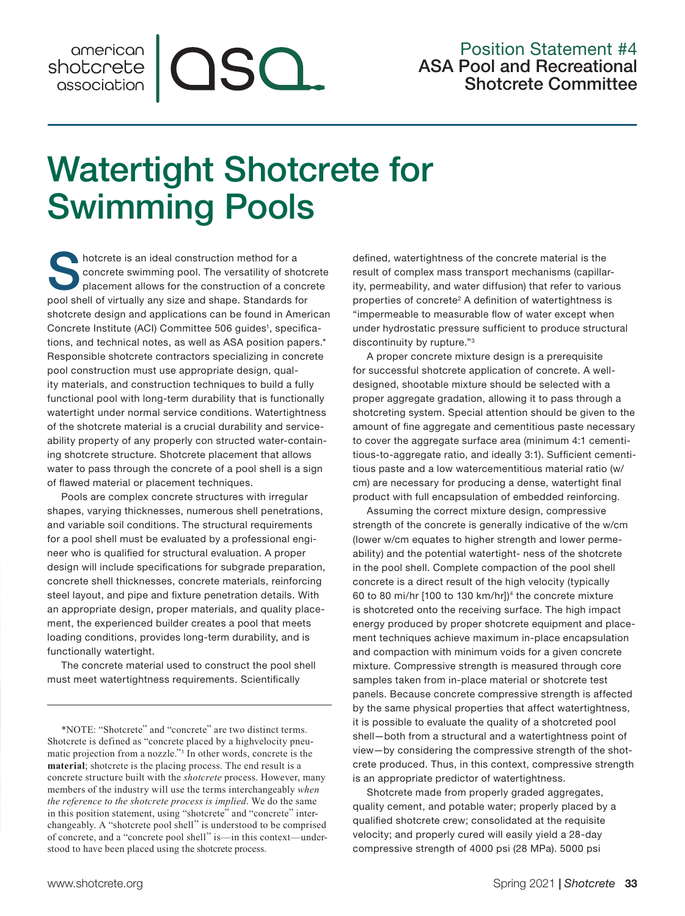Position Statement #4
ASA Pool and Recreational Shotcrete Committee

# Watertight Shotcrete for Swimming Pools

Shotcrete is an ideal construction method for a concrete swimming pool. The versatility of shotcrete placement allows for the construction of a concrete pool shell of virtually any size and shape. Standards for shotcrete design and applications can be found in American Concrete Institute (ACI) Committee 506 guides[1], specifications, and technical notes, as well as ASA position papers.* Responsible shotcrete contractors specializing in concrete pool construction must use appropriate design, quality materials, and construction techniques to build a fully functional pool with long-term durability that is functionally watertight under normal service conditions. Watertightness of the shotcrete material is a crucial durability and serviceability property of any properly con structed water-containing shotcrete structure. Shotcrete placement that allows water to pass through the concrete of a pool shell is a sign of flawed material or placement techniques.

Pools are complex concrete structures with irregular shapes, varying thicknesses, numerous shell penetrations, and variable soil conditions. The structural requirements for a pool shell must be evaluated by a professional engineer who is qualified for structural evaluation. A proper design will include specifications for subgrade preparation, concrete shell thicknesses, concrete materials, reinforcing steel layout, and pipe and fixture penetration details. With an appropriate design, proper materials, and quality placement, the experienced builder creates a pool that meets loading conditions, provides long-term durability, and is functionally watertight.

The concrete material used to construct the pool shell must meet watertightness requirements. Scientifically defined, watertightness of the concrete material is the result of complex mass transport mechanisms (capillarity, permeability, and water diffusion) that refer to various properties of concrete[2] A definition of watertightness is "impermeable to measurable flow of water except when under hydrostatic pressure sufficient to produce structural discontinuity by rupture."[3]

A proper concrete mixture design is a prerequisite for successful shotcrete application of concrete. A well-designed, shootable mixture should be selected with a proper aggregate gradation, allowing it to pass through a shotcreting system. Special attention should be given to the amount of fine aggregate and cementitious paste necessary to cover the aggregate surface area (minimum 4:1 cementitious-to-aggregate ratio, and ideally 3:1). Sufficient cementitious paste and a low watercementitious material ratio (w/cm) are necessary for producing a dense, watertight final product with full encapsulation of embedded reinforcing.

Assuming the correct mixture design, compressive strength of the concrete is generally indicative of the w/cm (lower w/cm equates to higher strength and lower permeability) and the potential watertight- ness of the shotcrete in the pool shell. Complete compaction of the pool shell concrete is a direct result of the high velocity (typically 60 to 80 mi/hr [100 to 130 km/hr])[4] the concrete mixture is shotcreted onto the receiving surface. The high impact energy produced by proper shotcrete equipment and placement techniques achieve maximum in-place encapsulation and compaction with minimum voids for a given concrete mixture. Compressive strength is measured through core samples taken from in-place material or shotcrete test panels. Because concrete compressive strength is affected by the same physical properties that affect watertightness, it is possible to evaluate the quality of a shotcreted pool shell—both from a structural and a watertightness point of view—by considering the compressive strength of the shotcrete produced. Thus, in this context, compressive strength is an appropriate predictor of watertightness.

Shotcrete made from properly graded aggregates, quality cement, and potable water; properly placed by a qualified shotcrete crew; consolidated at the requisite velocity; and properly cured will easily yield a 28-day compressive strength of 4000 psi (28 MPa). 5000 psi

---

*NOTE: "Shotcrete" and "concrete" are two distinct terms. Shotcrete is defined as "concrete placed by a highvelocity pneumatic projection from a nozzle."[3] In other words, concrete is the **material**; shotcrete is the placing process. The end result is a concrete structure built with the *shotcrete* process. However, many members of the industry will use the terms interchangeably *when the reference to the shotcrete process is implied*. We do the same in this position statement, using "shotcrete" and "concrete" interchangeably. A "shotcrete pool shell" is understood to be comprised of concrete, and a "concrete pool shell" is—in this context—understood to have been placed using the shotcrete process.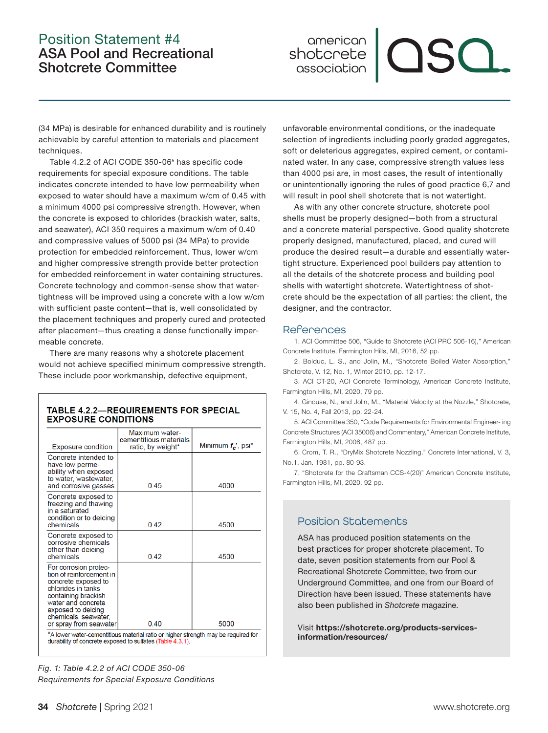(34 MPa) is desirable for enhanced durability and is routinely achievable by careful attention to materials and placement techniques.

Table 4.2.2 of ACI CODE 350-06[5] has specific code requirements for special exposure conditions. The table indicates concrete intended to have low permeability when exposed to water should have a maximum w/cm of 0.45 with a minimum 4000 psi compressive strength. However, when the concrete is exposed to chlorides (brackish water, salts, and seawater), ACI 350 requires a maximum w/cm of 0.40 and compressive values of 5000 psi (34 MPa) to provide protection for embedded reinforcement. Thus, lower w/cm and higher compressive strength provide better protection for embedded reinforcement in water containing structures. Concrete technology and common-sense show that watertightness will be improved using a concrete with a low w/cm with sufficient paste content—that is, well consolidated by the placement techniques and properly cured and protected after placement—thus creating a dense functionally impermeable concrete.

There are many reasons why a shotcrete placement would not achieve specified minimum compressive strength. These include poor workmanship, defective equipment, unfavorable environmental conditions, or the inadequate selection of ingredients including poorly graded aggregates, soft or deleterious aggregates, expired cement, or contaminated water. In any case, compressive strength values less than 4000 psi are, in most cases, the result of intentionally or unintentionally ignoring the rules of good practice 6,7 and will result in pool shell shotcrete that is not watertight.

As with any other concrete structure, shotcrete pool shells must be properly designed—both from a structural and a concrete material perspective. Good quality shotcrete properly designed, manufactured, placed, and cured will produce the desired result—a durable and essentially watertight structure. Experienced pool builders pay attention to all the details of the shotcrete process and building pool shells with watertight shotcrete. Watertightness of shotcrete should be the expectation of all parties: the client, the designer, and the contractor.

**TABLE 4.2.2—REQUIREMENTS FOR SPECIAL EXPOSURE CONDITIONS**

| Exposure condition | Maximum water-cementitious materials ratio, by weight* | Minimum $f_c'$, psi* |
|---|---|---|
| Concrete intended to have low permeability when exposed to water, wastewater, and corrosive gasses | 0.45 | 4000 |
| Concrete exposed to freezing and thawing in a saturated condition or to deicing chemicals | 0.42 | 4500 |
| Concrete exposed to corrosive chemicals other than deicing chemicals | 0.42 | 4500 |
| For corrosion protection of reinforcement in concrete exposed to chlorides in tanks containing brackish water and concrete exposed to deicing chemicals, seawater, or spray from seawater | 0.40 | 5000 |

*A lower water-cementitious material ratio or higher strength may be required for durability of concrete exposed to sulfates (Table 4.3.1).

*Fig. 1: Table 4.2.2 of ACI CODE 350-06 Requirements for Special Exposure Conditions*

## References

1. ACI Committee 506, "Guide to Shotcrete (ACI PRC 506-16)," American Concrete Institute, Farmington Hills, MI, 2016, 52 pp.
2. Bolduc, L. S., and Jolin, M., "Shotcrete Boiled Water Absorption," Shotcrete, V. 12, No. 1, Winter 2010, pp. 12-17.
3. ACI CT-20, ACI Concrete Terminology, American Concrete Institute, Farmington Hills, MI, 2020, 79 pp.
4. Ginouse, N., and Jolin, M., "Material Velocity at the Nozzle," Shotcrete, V. 15, No. 4, Fall 2013, pp. 22-24.
5. ACI Committee 350, "Code Requirements for Environmental Engineer- ing Concrete Structures (ACI 35006) and Commentary," American Concrete Institute, Farmington Hills, MI, 2006, 487 pp.
6. Crom, T. R., "DryMix Shotcrete Nozzling," Concrete International, V. 3, No.1, Jan. 1981, pp. 80-93.
7. "Shotcrete for the Craftsman CCS-4(20)" American Concrete Institute, Farmington Hills, MI, 2020, 92 pp.

## Position Statements

ASA has produced position statements on the best practices for proper shotcrete placement. To date, seven position statements from our Pool & Recreational Shotcrete Committee, two from our Underground Committee, and one from our Board of Direction have been issued. These statements have also been published in *Shotcrete* magazine.

Visit **https://shotcrete.org/products-services-information/resources/**